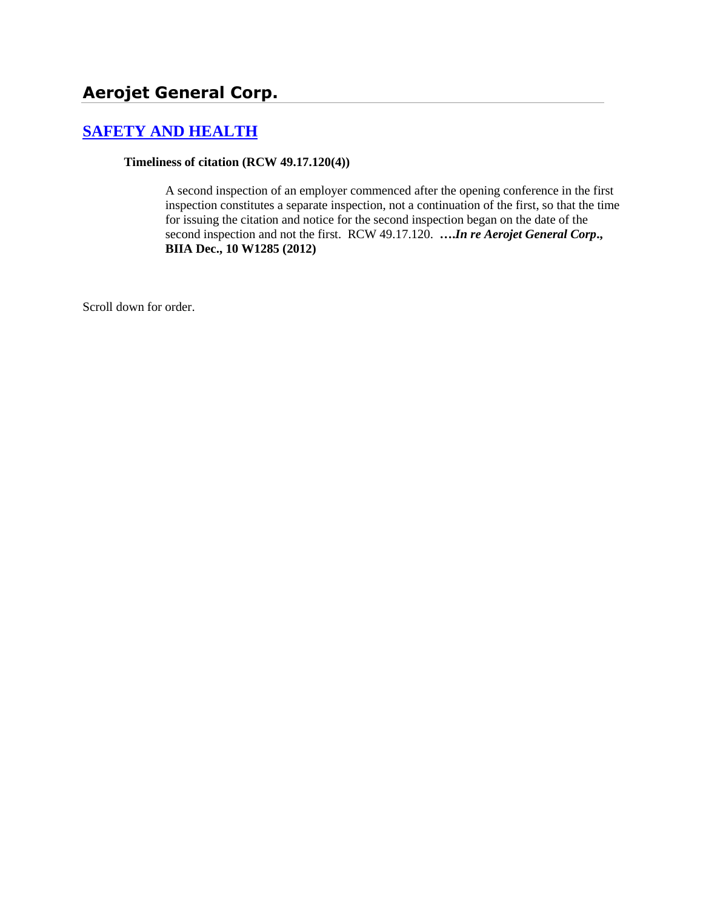# Aerojet General Corp.

## [SAFETY AND HEALTH]

**Timeliness of citation (RCW 49.17.120(4))**

A second inspection of an employer commenced after the opening conference in the first inspection constitutes a separate inspection, not a continuation of the first, so that the time for issuing the citation and notice for the second inspection began on the date of the second inspection and not the first. RCW 49.17.120. ***….In re Aerojet General Corp*., BIIA Dec., 10 W1285 (2012)**

Scroll down for order.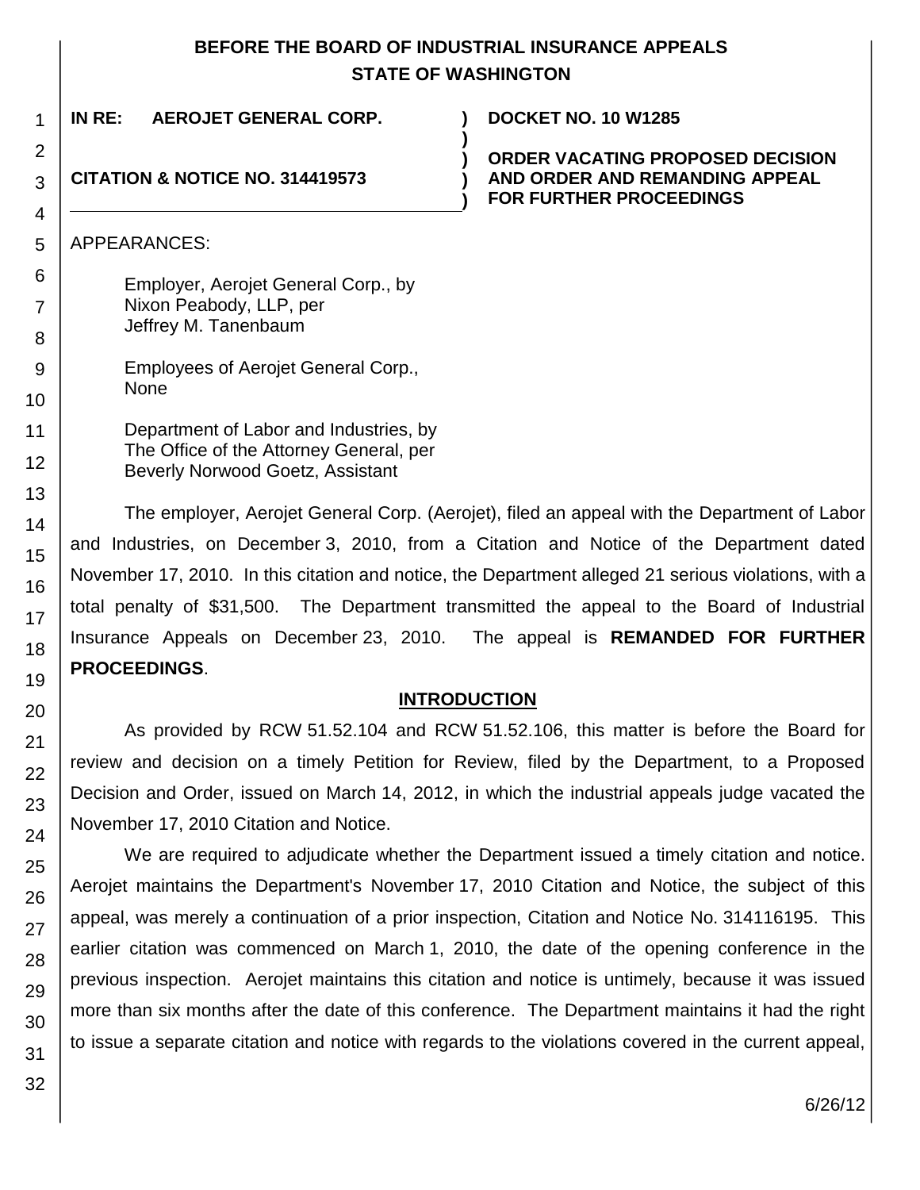# BEFORE THE BOARD OF INDUSTRIAL INSURANCE APPEALS
## STATE OF WASHINGTON

**IN RE: AEROJET GENERAL CORP.**

**CITATION & NOTICE NO. 314419573**

**DOCKET NO. 10 W1285**

**ORDER VACATING PROPOSED DECISION AND ORDER AND REMANDING APPEAL FOR FURTHER PROCEEDINGS**

APPEARANCES:

Employer, Aerojet General Corp., by
Nixon Peabody, LLP, per
Jeffrey M. Tanenbaum

Employees of Aerojet General Corp.,
None

Department of Labor and Industries, by
The Office of the Attorney General, per
Beverly Norwood Goetz, Assistant

The employer, Aerojet General Corp. (Aerojet), filed an appeal with the Department of Labor and Industries, on December 3, 2010, from a Citation and Notice of the Department dated November 17, 2010. In this citation and notice, the Department alleged 21 serious violations, with a total penalty of $31,500. The Department transmitted the appeal to the Board of Industrial Insurance Appeals on December 23, 2010. The appeal is **REMANDED FOR FURTHER PROCEEDINGS**.

## INTRODUCTION

As provided by RCW 51.52.104 and RCW 51.52.106, this matter is before the Board for review and decision on a timely Petition for Review, filed by the Department, to a Proposed Decision and Order, issued on March 14, 2012, in which the industrial appeals judge vacated the November 17, 2010 Citation and Notice.

We are required to adjudicate whether the Department issued a timely citation and notice. Aerojet maintains the Department's November 17, 2010 Citation and Notice, the subject of this appeal, was merely a continuation of a prior inspection, Citation and Notice No. 314116195. This earlier citation was commenced on March 1, 2010, the date of the opening conference in the previous inspection. Aerojet maintains this citation and notice is untimely, because it was issued more than six months after the date of this conference. The Department maintains it had the right to issue a separate citation and notice with regards to the violations covered in the current appeal,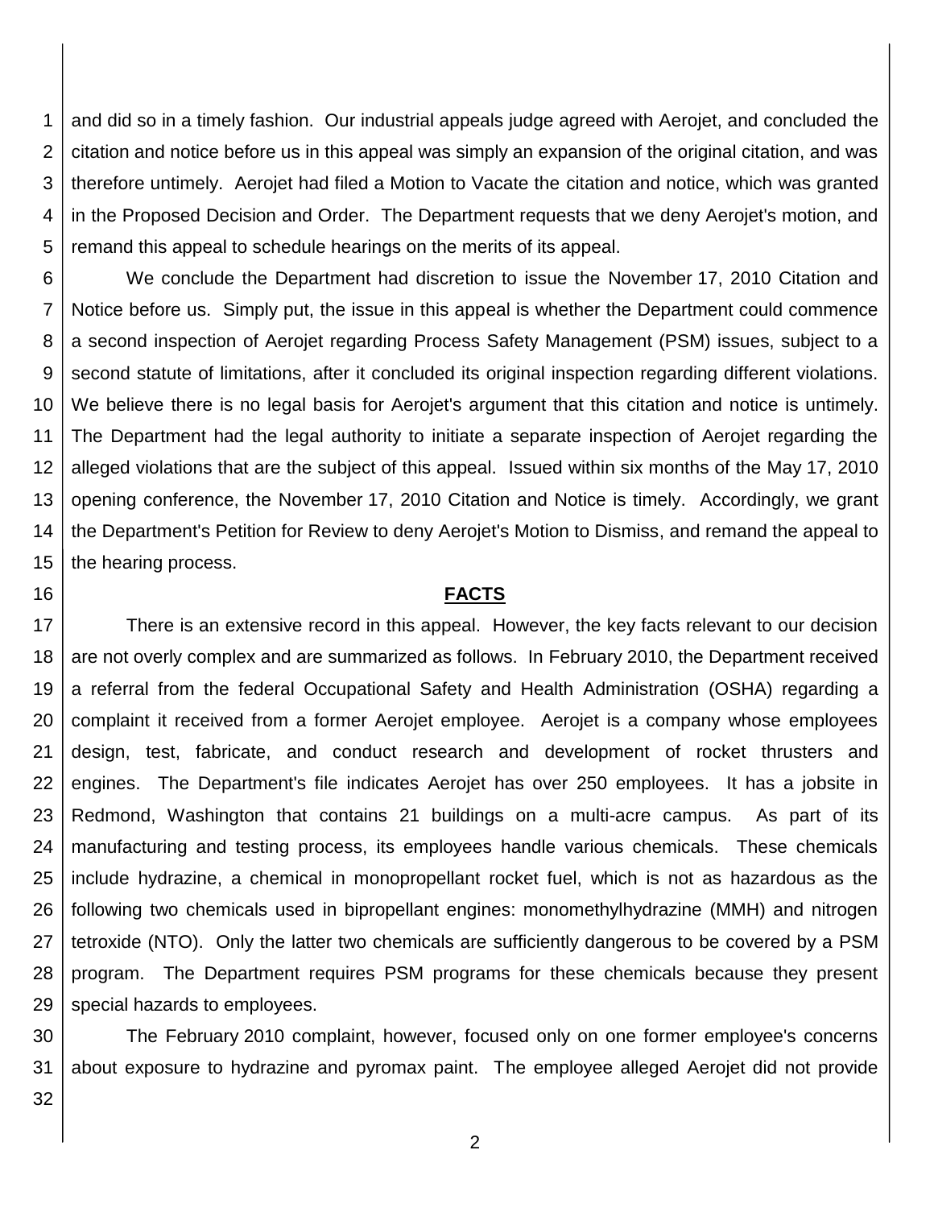and did so in a timely fashion. Our industrial appeals judge agreed with Aerojet, and concluded the citation and notice before us in this appeal was simply an expansion of the original citation, and was therefore untimely. Aerojet had filed a Motion to Vacate the citation and notice, which was granted in the Proposed Decision and Order. The Department requests that we deny Aerojet's motion, and remand this appeal to schedule hearings on the merits of its appeal.

We conclude the Department had discretion to issue the November 17, 2010 Citation and Notice before us. Simply put, the issue in this appeal is whether the Department could commence a second inspection of Aerojet regarding Process Safety Management (PSM) issues, subject to a second statute of limitations, after it concluded its original inspection regarding different violations. We believe there is no legal basis for Aerojet's argument that this citation and notice is untimely. The Department had the legal authority to initiate a separate inspection of Aerojet regarding the alleged violations that are the subject of this appeal. Issued within six months of the May 17, 2010 opening conference, the November 17, 2010 Citation and Notice is timely. Accordingly, we grant the Department's Petition for Review to deny Aerojet's Motion to Dismiss, and remand the appeal to the hearing process.

## FACTS

There is an extensive record in this appeal. However, the key facts relevant to our decision are not overly complex and are summarized as follows. In February 2010, the Department received a referral from the federal Occupational Safety and Health Administration (OSHA) regarding a complaint it received from a former Aerojet employee. Aerojet is a company whose employees design, test, fabricate, and conduct research and development of rocket thrusters and engines. The Department's file indicates Aerojet has over 250 employees. It has a jobsite in Redmond, Washington that contains 21 buildings on a multi-acre campus. As part of its manufacturing and testing process, its employees handle various chemicals. These chemicals include hydrazine, a chemical in monopropellant rocket fuel, which is not as hazardous as the following two chemicals used in bipropellant engines: monomethylhydrazine (MMH) and nitrogen tetroxide (NTO). Only the latter two chemicals are sufficiently dangerous to be covered by a PSM program. The Department requires PSM programs for these chemicals because they present special hazards to employees.

The February 2010 complaint, however, focused only on one former employee's concerns about exposure to hydrazine and pyromax paint. The employee alleged Aerojet did not provide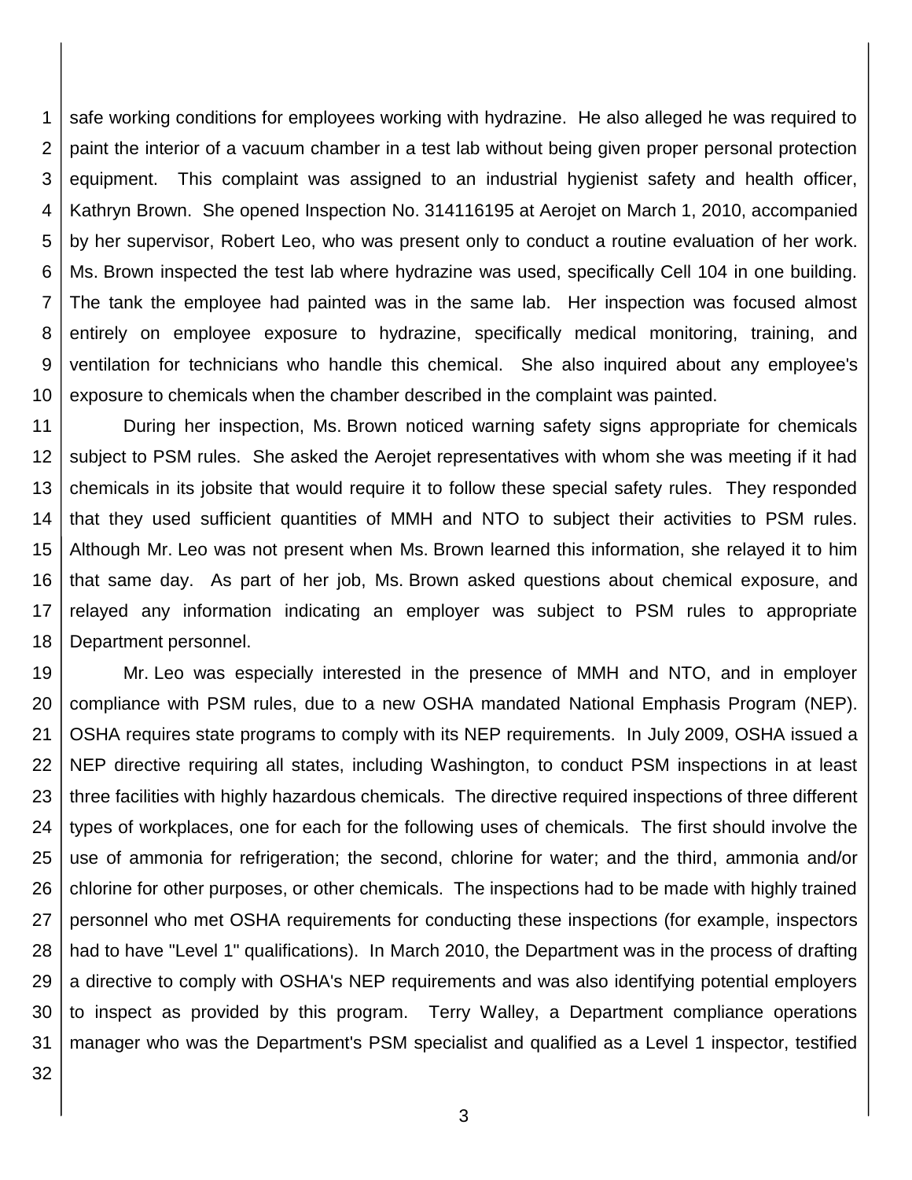safe working conditions for employees working with hydrazine. He also alleged he was required to paint the interior of a vacuum chamber in a test lab without being given proper personal protection equipment. This complaint was assigned to an industrial hygienist safety and health officer, Kathryn Brown. She opened Inspection No. 314116195 at Aerojet on March 1, 2010, accompanied by her supervisor, Robert Leo, who was present only to conduct a routine evaluation of her work. Ms. Brown inspected the test lab where hydrazine was used, specifically Cell 104 in one building. The tank the employee had painted was in the same lab. Her inspection was focused almost entirely on employee exposure to hydrazine, specifically medical monitoring, training, and ventilation for technicians who handle this chemical. She also inquired about any employee's exposure to chemicals when the chamber described in the complaint was painted.

During her inspection, Ms. Brown noticed warning safety signs appropriate for chemicals subject to PSM rules. She asked the Aerojet representatives with whom she was meeting if it had chemicals in its jobsite that would require it to follow these special safety rules. They responded that they used sufficient quantities of MMH and NTO to subject their activities to PSM rules. Although Mr. Leo was not present when Ms. Brown learned this information, she relayed it to him that same day. As part of her job, Ms. Brown asked questions about chemical exposure, and relayed any information indicating an employer was subject to PSM rules to appropriate Department personnel.

Mr. Leo was especially interested in the presence of MMH and NTO, and in employer compliance with PSM rules, due to a new OSHA mandated National Emphasis Program (NEP). OSHA requires state programs to comply with its NEP requirements. In July 2009, OSHA issued a NEP directive requiring all states, including Washington, to conduct PSM inspections in at least three facilities with highly hazardous chemicals. The directive required inspections of three different types of workplaces, one for each for the following uses of chemicals. The first should involve the use of ammonia for refrigeration; the second, chlorine for water; and the third, ammonia and/or chlorine for other purposes, or other chemicals. The inspections had to be made with highly trained personnel who met OSHA requirements for conducting these inspections (for example, inspectors had to have "Level 1" qualifications). In March 2010, the Department was in the process of drafting a directive to comply with OSHA's NEP requirements and was also identifying potential employers to inspect as provided by this program. Terry Walley, a Department compliance operations manager who was the Department's PSM specialist and qualified as a Level 1 inspector, testified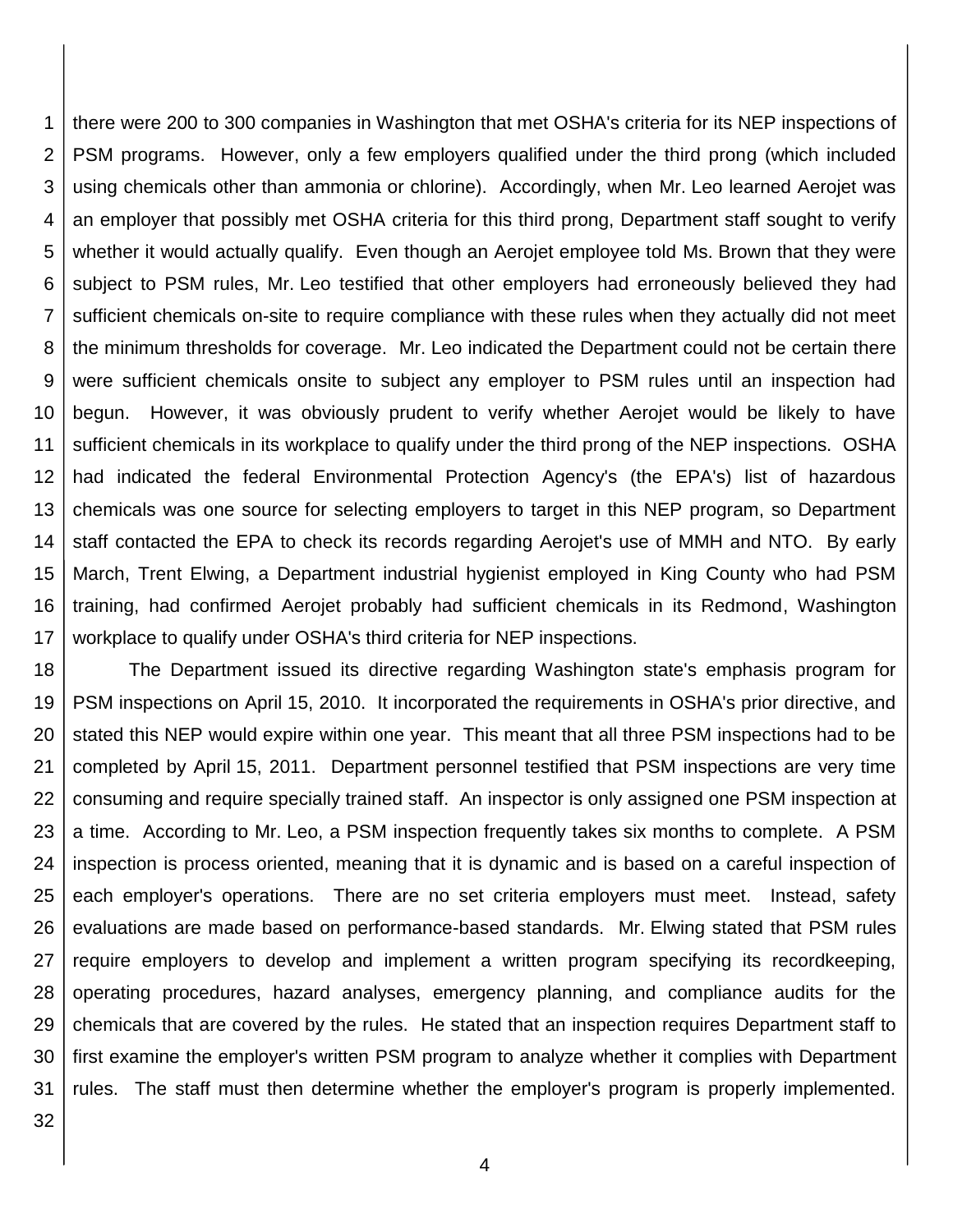there were 200 to 300 companies in Washington that met OSHA's criteria for its NEP inspections of PSM programs. However, only a few employers qualified under the third prong (which included using chemicals other than ammonia or chlorine). Accordingly, when Mr. Leo learned Aerojet was an employer that possibly met OSHA criteria for this third prong, Department staff sought to verify whether it would actually qualify. Even though an Aerojet employee told Ms. Brown that they were subject to PSM rules, Mr. Leo testified that other employers had erroneously believed they had sufficient chemicals on-site to require compliance with these rules when they actually did not meet the minimum thresholds for coverage. Mr. Leo indicated the Department could not be certain there were sufficient chemicals onsite to subject any employer to PSM rules until an inspection had begun. However, it was obviously prudent to verify whether Aerojet would be likely to have sufficient chemicals in its workplace to qualify under the third prong of the NEP inspections. OSHA had indicated the federal Environmental Protection Agency's (the EPA's) list of hazardous chemicals was one source for selecting employers to target in this NEP program, so Department staff contacted the EPA to check its records regarding Aerojet's use of MMH and NTO. By early March, Trent Elwing, a Department industrial hygienist employed in King County who had PSM training, had confirmed Aerojet probably had sufficient chemicals in its Redmond, Washington workplace to qualify under OSHA's third criteria for NEP inspections.

The Department issued its directive regarding Washington state's emphasis program for PSM inspections on April 15, 2010. It incorporated the requirements in OSHA's prior directive, and stated this NEP would expire within one year. This meant that all three PSM inspections had to be completed by April 15, 2011. Department personnel testified that PSM inspections are very time consuming and require specially trained staff. An inspector is only assigned one PSM inspection at a time. According to Mr. Leo, a PSM inspection frequently takes six months to complete. A PSM inspection is process oriented, meaning that it is dynamic and is based on a careful inspection of each employer's operations. There are no set criteria employers must meet. Instead, safety evaluations are made based on performance-based standards. Mr. Elwing stated that PSM rules require employers to develop and implement a written program specifying its recordkeeping, operating procedures, hazard analyses, emergency planning, and compliance audits for the chemicals that are covered by the rules. He stated that an inspection requires Department staff to first examine the employer's written PSM program to analyze whether it complies with Department rules. The staff must then determine whether the employer's program is properly implemented.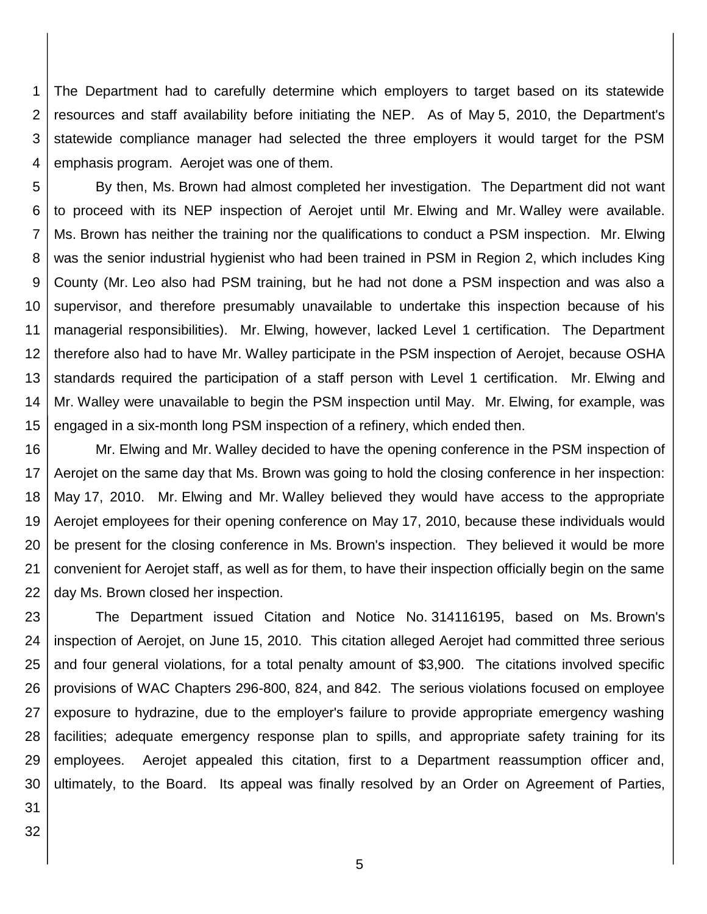The Department had to carefully determine which employers to target based on its statewide resources and staff availability before initiating the NEP. As of May 5, 2010, the Department's statewide compliance manager had selected the three employers it would target for the PSM emphasis program. Aerojet was one of them.

By then, Ms. Brown had almost completed her investigation. The Department did not want to proceed with its NEP inspection of Aerojet until Mr. Elwing and Mr. Walley were available. Ms. Brown has neither the training nor the qualifications to conduct a PSM inspection. Mr. Elwing was the senior industrial hygienist who had been trained in PSM in Region 2, which includes King County (Mr. Leo also had PSM training, but he had not done a PSM inspection and was also a supervisor, and therefore presumably unavailable to undertake this inspection because of his managerial responsibilities). Mr. Elwing, however, lacked Level 1 certification. The Department therefore also had to have Mr. Walley participate in the PSM inspection of Aerojet, because OSHA standards required the participation of a staff person with Level 1 certification. Mr. Elwing and Mr. Walley were unavailable to begin the PSM inspection until May. Mr. Elwing, for example, was engaged in a six-month long PSM inspection of a refinery, which ended then.

Mr. Elwing and Mr. Walley decided to have the opening conference in the PSM inspection of Aerojet on the same day that Ms. Brown was going to hold the closing conference in her inspection: May 17, 2010. Mr. Elwing and Mr. Walley believed they would have access to the appropriate Aerojet employees for their opening conference on May 17, 2010, because these individuals would be present for the closing conference in Ms. Brown's inspection. They believed it would be more convenient for Aerojet staff, as well as for them, to have their inspection officially begin on the same day Ms. Brown closed her inspection.

The Department issued Citation and Notice No. 314116195, based on Ms. Brown's inspection of Aerojet, on June 15, 2010. This citation alleged Aerojet had committed three serious and four general violations, for a total penalty amount of $3,900. The citations involved specific provisions of WAC Chapters 296-800, 824, and 842. The serious violations focused on employee exposure to hydrazine, due to the employer's failure to provide appropriate emergency washing facilities; adequate emergency response plan to spills, and appropriate safety training for its employees. Aerojet appealed this citation, first to a Department reassumption officer and, ultimately, to the Board. Its appeal was finally resolved by an Order on Agreement of Parties,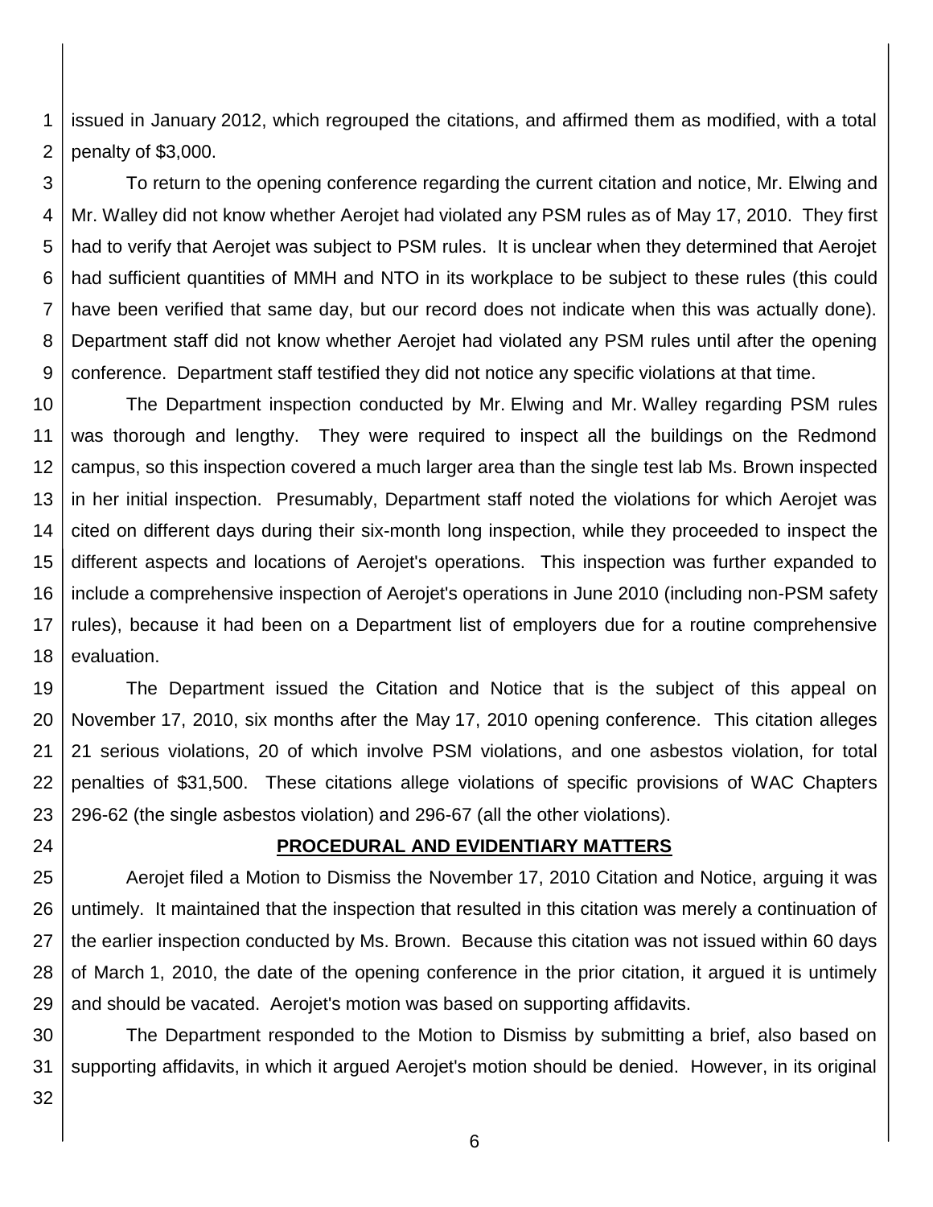issued in January 2012, which regrouped the citations, and affirmed them as modified, with a total penalty of $3,000.

To return to the opening conference regarding the current citation and notice, Mr. Elwing and Mr. Walley did not know whether Aerojet had violated any PSM rules as of May 17, 2010. They first had to verify that Aerojet was subject to PSM rules. It is unclear when they determined that Aerojet had sufficient quantities of MMH and NTO in its workplace to be subject to these rules (this could have been verified that same day, but our record does not indicate when this was actually done). Department staff did not know whether Aerojet had violated any PSM rules until after the opening conference. Department staff testified they did not notice any specific violations at that time.

The Department inspection conducted by Mr. Elwing and Mr. Walley regarding PSM rules was thorough and lengthy. They were required to inspect all the buildings on the Redmond campus, so this inspection covered a much larger area than the single test lab Ms. Brown inspected in her initial inspection. Presumably, Department staff noted the violations for which Aerojet was cited on different days during their six-month long inspection, while they proceeded to inspect the different aspects and locations of Aerojet's operations. This inspection was further expanded to include a comprehensive inspection of Aerojet's operations in June 2010 (including non-PSM safety rules), because it had been on a Department list of employers due for a routine comprehensive evaluation.

The Department issued the Citation and Notice that is the subject of this appeal on November 17, 2010, six months after the May 17, 2010 opening conference. This citation alleges 21 serious violations, 20 of which involve PSM violations, and one asbestos violation, for total penalties of $31,500. These citations allege violations of specific provisions of WAC Chapters 296-62 (the single asbestos violation) and 296-67 (all the other violations).

## PROCEDURAL AND EVIDENTIARY MATTERS

Aerojet filed a Motion to Dismiss the November 17, 2010 Citation and Notice, arguing it was untimely. It maintained that the inspection that resulted in this citation was merely a continuation of the earlier inspection conducted by Ms. Brown. Because this citation was not issued within 60 days of March 1, 2010, the date of the opening conference in the prior citation, it argued it is untimely and should be vacated. Aerojet's motion was based on supporting affidavits.

The Department responded to the Motion to Dismiss by submitting a brief, also based on supporting affidavits, in which it argued Aerojet's motion should be denied. However, in its original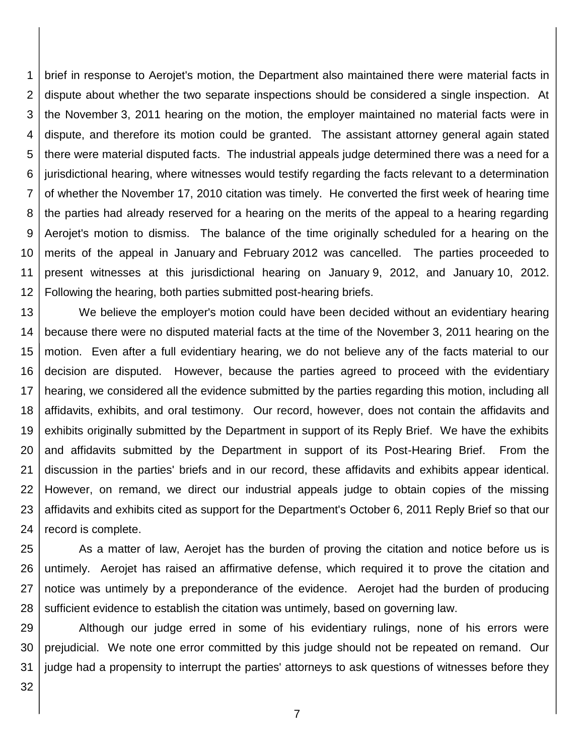brief in response to Aerojet's motion, the Department also maintained there were material facts in dispute about whether the two separate inspections should be considered a single inspection. At the November 3, 2011 hearing on the motion, the employer maintained no material facts were in dispute, and therefore its motion could be granted. The assistant attorney general again stated there were material disputed facts. The industrial appeals judge determined there was a need for a jurisdictional hearing, where witnesses would testify regarding the facts relevant to a determination of whether the November 17, 2010 citation was timely. He converted the first week of hearing time the parties had already reserved for a hearing on the merits of the appeal to a hearing regarding Aerojet's motion to dismiss. The balance of the time originally scheduled for a hearing on the merits of the appeal in January and February 2012 was cancelled. The parties proceeded to present witnesses at this jurisdictional hearing on January 9, 2012, and January 10, 2012. Following the hearing, both parties submitted post-hearing briefs.

We believe the employer's motion could have been decided without an evidentiary hearing because there were no disputed material facts at the time of the November 3, 2011 hearing on the motion. Even after a full evidentiary hearing, we do not believe any of the facts material to our decision are disputed. However, because the parties agreed to proceed with the evidentiary hearing, we considered all the evidence submitted by the parties regarding this motion, including all affidavits, exhibits, and oral testimony. Our record, however, does not contain the affidavits and exhibits originally submitted by the Department in support of its Reply Brief. We have the exhibits and affidavits submitted by the Department in support of its Post-Hearing Brief. From the discussion in the parties' briefs and in our record, these affidavits and exhibits appear identical. However, on remand, we direct our industrial appeals judge to obtain copies of the missing affidavits and exhibits cited as support for the Department's October 6, 2011 Reply Brief so that our record is complete.

As a matter of law, Aerojet has the burden of proving the citation and notice before us is untimely. Aerojet has raised an affirmative defense, which required it to prove the citation and notice was untimely by a preponderance of the evidence. Aerojet had the burden of producing sufficient evidence to establish the citation was untimely, based on governing law.

Although our judge erred in some of his evidentiary rulings, none of his errors were prejudicial. We note one error committed by this judge should not be repeated on remand. Our judge had a propensity to interrupt the parties' attorneys to ask questions of witnesses before they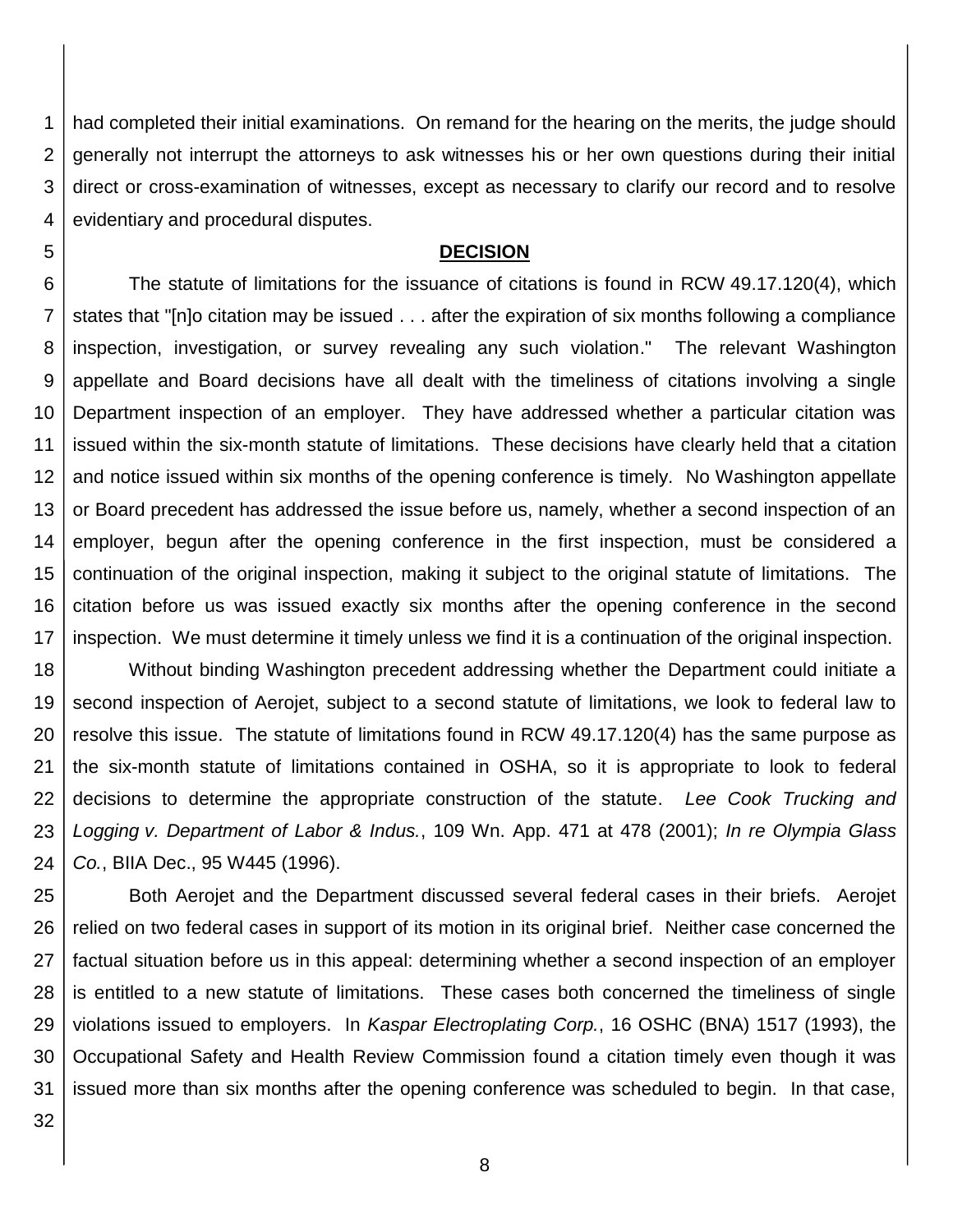had completed their initial examinations. On remand for the hearing on the merits, the judge should generally not interrupt the attorneys to ask witnesses his or her own questions during their initial direct or cross-examination of witnesses, except as necessary to clarify our record and to resolve evidentiary and procedural disputes.

## DECISION

The statute of limitations for the issuance of citations is found in RCW 49.17.120(4), which states that "[n]o citation may be issued . . . after the expiration of six months following a compliance inspection, investigation, or survey revealing any such violation." The relevant Washington appellate and Board decisions have all dealt with the timeliness of citations involving a single Department inspection of an employer. They have addressed whether a particular citation was issued within the six-month statute of limitations. These decisions have clearly held that a citation and notice issued within six months of the opening conference is timely. No Washington appellate or Board precedent has addressed the issue before us, namely, whether a second inspection of an employer, begun after the opening conference in the first inspection, must be considered a continuation of the original inspection, making it subject to the original statute of limitations. The citation before us was issued exactly six months after the opening conference in the second inspection. We must determine it timely unless we find it is a continuation of the original inspection.

Without binding Washington precedent addressing whether the Department could initiate a second inspection of Aerojet, subject to a second statute of limitations, we look to federal law to resolve this issue. The statute of limitations found in RCW 49.17.120(4) has the same purpose as the six-month statute of limitations contained in OSHA, so it is appropriate to look to federal decisions to determine the appropriate construction of the statute. *Lee Cook Trucking and Logging v. Department of Labor & Indus.*, 109 Wn. App. 471 at 478 (2001); *In re Olympia Glass Co.*, BIIA Dec., 95 W445 (1996).

Both Aerojet and the Department discussed several federal cases in their briefs. Aerojet relied on two federal cases in support of its motion in its original brief. Neither case concerned the factual situation before us in this appeal: determining whether a second inspection of an employer is entitled to a new statute of limitations. These cases both concerned the timeliness of single violations issued to employers. In *Kaspar Electroplating Corp.*, 16 OSHC (BNA) 1517 (1993), the Occupational Safety and Health Review Commission found a citation timely even though it was issued more than six months after the opening conference was scheduled to begin. In that case,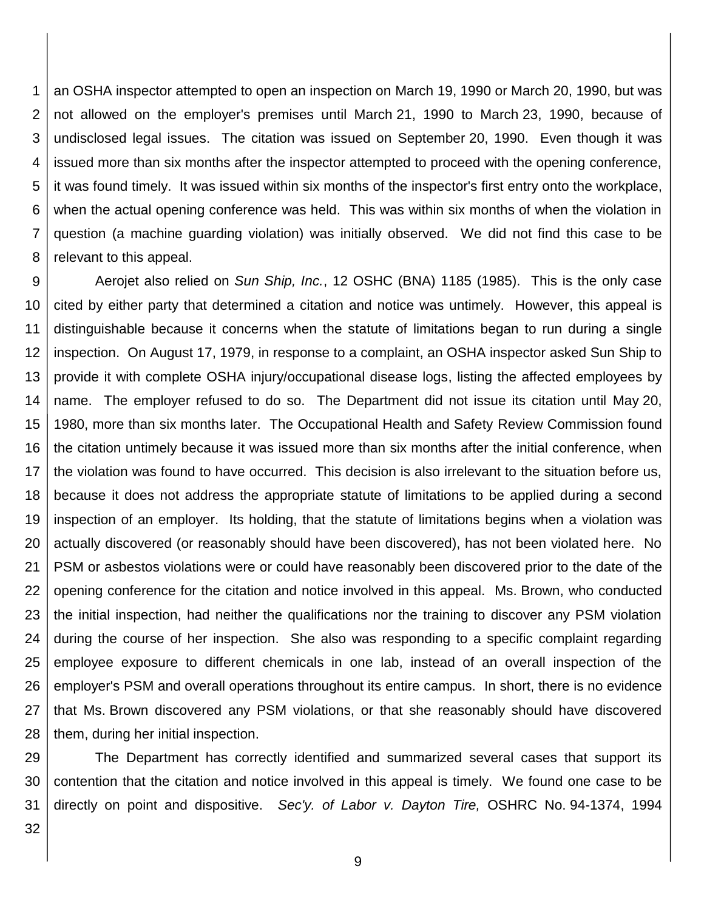an OSHA inspector attempted to open an inspection on March 19, 1990 or March 20, 1990, but was not allowed on the employer's premises until March 21, 1990 to March 23, 1990, because of undisclosed legal issues. The citation was issued on September 20, 1990. Even though it was issued more than six months after the inspector attempted to proceed with the opening conference, it was found timely. It was issued within six months of the inspector's first entry onto the workplace, when the actual opening conference was held. This was within six months of when the violation in question (a machine guarding violation) was initially observed. We did not find this case to be relevant to this appeal.

Aerojet also relied on *Sun Ship, Inc.*, 12 OSHC (BNA) 1185 (1985). This is the only case cited by either party that determined a citation and notice was untimely. However, this appeal is distinguishable because it concerns when the statute of limitations began to run during a single inspection. On August 17, 1979, in response to a complaint, an OSHA inspector asked Sun Ship to provide it with complete OSHA injury/occupational disease logs, listing the affected employees by name. The employer refused to do so. The Department did not issue its citation until May 20, 1980, more than six months later. The Occupational Health and Safety Review Commission found the citation untimely because it was issued more than six months after the initial conference, when the violation was found to have occurred. This decision is also irrelevant to the situation before us, because it does not address the appropriate statute of limitations to be applied during a second inspection of an employer. Its holding, that the statute of limitations begins when a violation was actually discovered (or reasonably should have been discovered), has not been violated here. No PSM or asbestos violations were or could have reasonably been discovered prior to the date of the opening conference for the citation and notice involved in this appeal. Ms. Brown, who conducted the initial inspection, had neither the qualifications nor the training to discover any PSM violation during the course of her inspection. She also was responding to a specific complaint regarding employee exposure to different chemicals in one lab, instead of an overall inspection of the employer's PSM and overall operations throughout its entire campus. In short, there is no evidence that Ms. Brown discovered any PSM violations, or that she reasonably should have discovered them, during her initial inspection.

The Department has correctly identified and summarized several cases that support its contention that the citation and notice involved in this appeal is timely. We found one case to be directly on point and dispositive. *Sec'y. of Labor v. Dayton Tire,* OSHRC No. 94-1374, 1994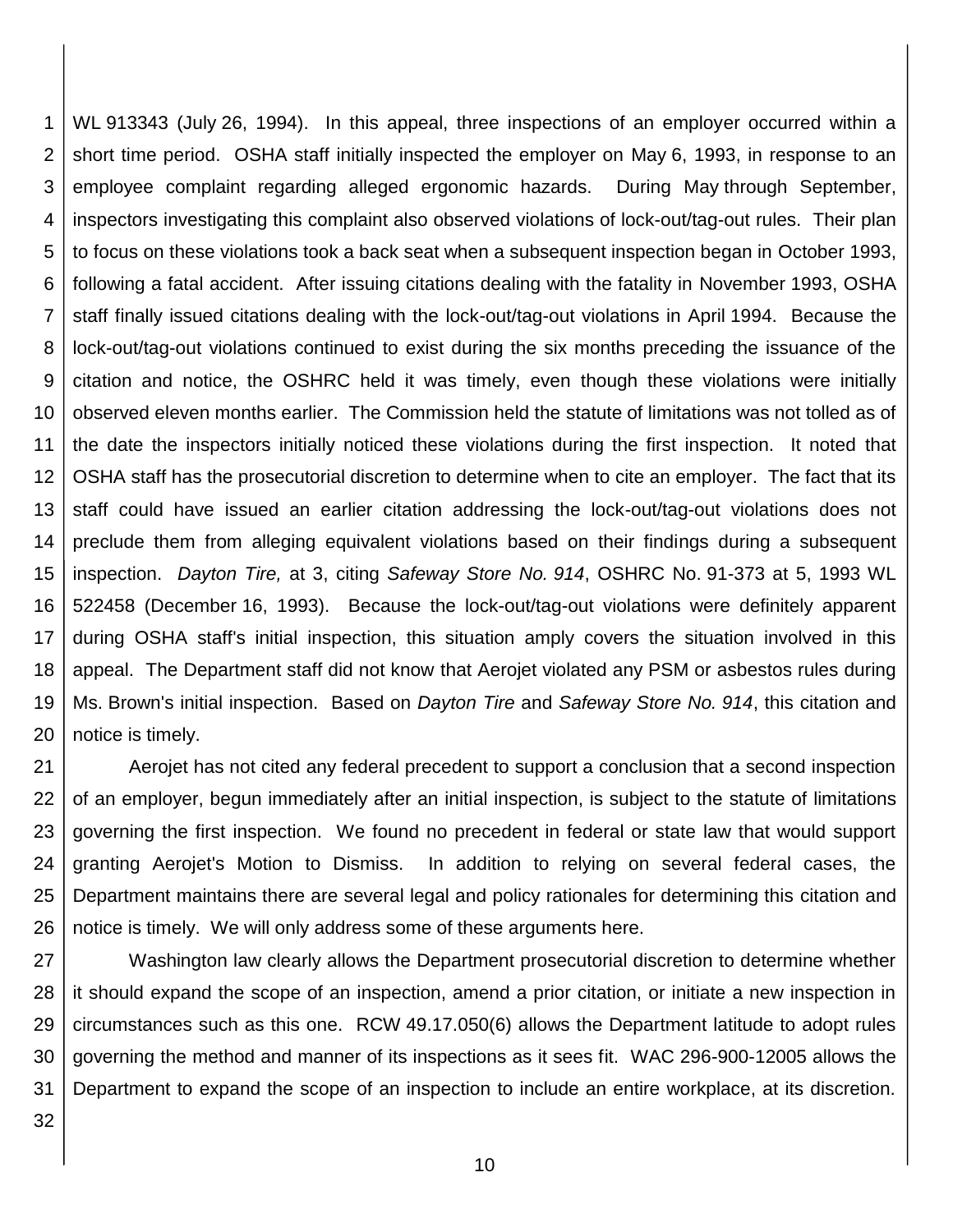WL 913343 (July 26, 1994). In this appeal, three inspections of an employer occurred within a short time period. OSHA staff initially inspected the employer on May 6, 1993, in response to an employee complaint regarding alleged ergonomic hazards. During May through September, inspectors investigating this complaint also observed violations of lock-out/tag-out rules. Their plan to focus on these violations took a back seat when a subsequent inspection began in October 1993, following a fatal accident. After issuing citations dealing with the fatality in November 1993, OSHA staff finally issued citations dealing with the lock-out/tag-out violations in April 1994. Because the lock-out/tag-out violations continued to exist during the six months preceding the issuance of the citation and notice, the OSHRC held it was timely, even though these violations were initially observed eleven months earlier. The Commission held the statute of limitations was not tolled as of the date the inspectors initially noticed these violations during the first inspection. It noted that OSHA staff has the prosecutorial discretion to determine when to cite an employer. The fact that its staff could have issued an earlier citation addressing the lock-out/tag-out violations does not preclude them from alleging equivalent violations based on their findings during a subsequent inspection. *Dayton Tire,* at 3, citing *Safeway Store No. 914*, OSHRC No. 91-373 at 5, 1993 WL 522458 (December 16, 1993). Because the lock-out/tag-out violations were definitely apparent during OSHA staff's initial inspection, this situation amply covers the situation involved in this appeal. The Department staff did not know that Aerojet violated any PSM or asbestos rules during Ms. Brown's initial inspection. Based on *Dayton Tire* and *Safeway Store No. 914*, this citation and notice is timely.

Aerojet has not cited any federal precedent to support a conclusion that a second inspection of an employer, begun immediately after an initial inspection, is subject to the statute of limitations governing the first inspection. We found no precedent in federal or state law that would support granting Aerojet's Motion to Dismiss. In addition to relying on several federal cases, the Department maintains there are several legal and policy rationales for determining this citation and notice is timely. We will only address some of these arguments here.

Washington law clearly allows the Department prosecutorial discretion to determine whether it should expand the scope of an inspection, amend a prior citation, or initiate a new inspection in circumstances such as this one. RCW 49.17.050(6) allows the Department latitude to adopt rules governing the method and manner of its inspections as it sees fit. WAC 296-900-12005 allows the Department to expand the scope of an inspection to include an entire workplace, at its discretion.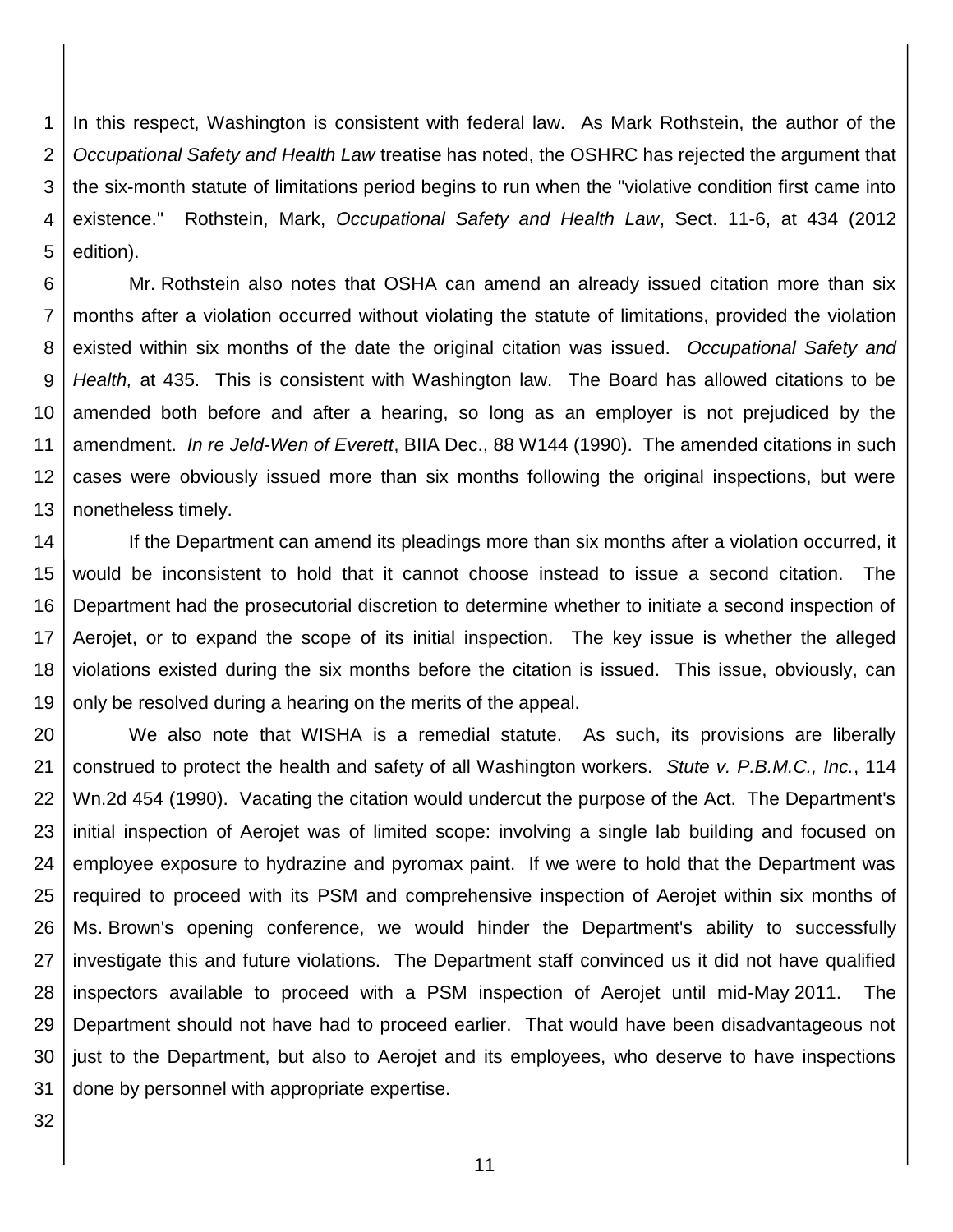In this respect, Washington is consistent with federal law. As Mark Rothstein, the author of the *Occupational Safety and Health Law* treatise has noted, the OSHRC has rejected the argument that the six-month statute of limitations period begins to run when the "violative condition first came into existence." Rothstein, Mark, *Occupational Safety and Health Law*, Sect. 11-6, at 434 (2012 edition).

Mr. Rothstein also notes that OSHA can amend an already issued citation more than six months after a violation occurred without violating the statute of limitations, provided the violation existed within six months of the date the original citation was issued. *Occupational Safety and Health,* at 435. This is consistent with Washington law. The Board has allowed citations to be amended both before and after a hearing, so long as an employer is not prejudiced by the amendment. *In re Jeld-Wen of Everett*, BIIA Dec., 88 W144 (1990). The amended citations in such cases were obviously issued more than six months following the original inspections, but were nonetheless timely.

If the Department can amend its pleadings more than six months after a violation occurred, it would be inconsistent to hold that it cannot choose instead to issue a second citation. The Department had the prosecutorial discretion to determine whether to initiate a second inspection of Aerojet, or to expand the scope of its initial inspection. The key issue is whether the alleged violations existed during the six months before the citation is issued. This issue, obviously, can only be resolved during a hearing on the merits of the appeal.

We also note that WISHA is a remedial statute. As such, its provisions are liberally construed to protect the health and safety of all Washington workers. *Stute v. P.B.M.C., Inc.*, 114 Wn.2d 454 (1990). Vacating the citation would undercut the purpose of the Act. The Department's initial inspection of Aerojet was of limited scope: involving a single lab building and focused on employee exposure to hydrazine and pyromax paint. If we were to hold that the Department was required to proceed with its PSM and comprehensive inspection of Aerojet within six months of Ms. Brown's opening conference, we would hinder the Department's ability to successfully investigate this and future violations. The Department staff convinced us it did not have qualified inspectors available to proceed with a PSM inspection of Aerojet until mid-May 2011. The Department should not have had to proceed earlier. That would have been disadvantageous not just to the Department, but also to Aerojet and its employees, who deserve to have inspections done by personnel with appropriate expertise.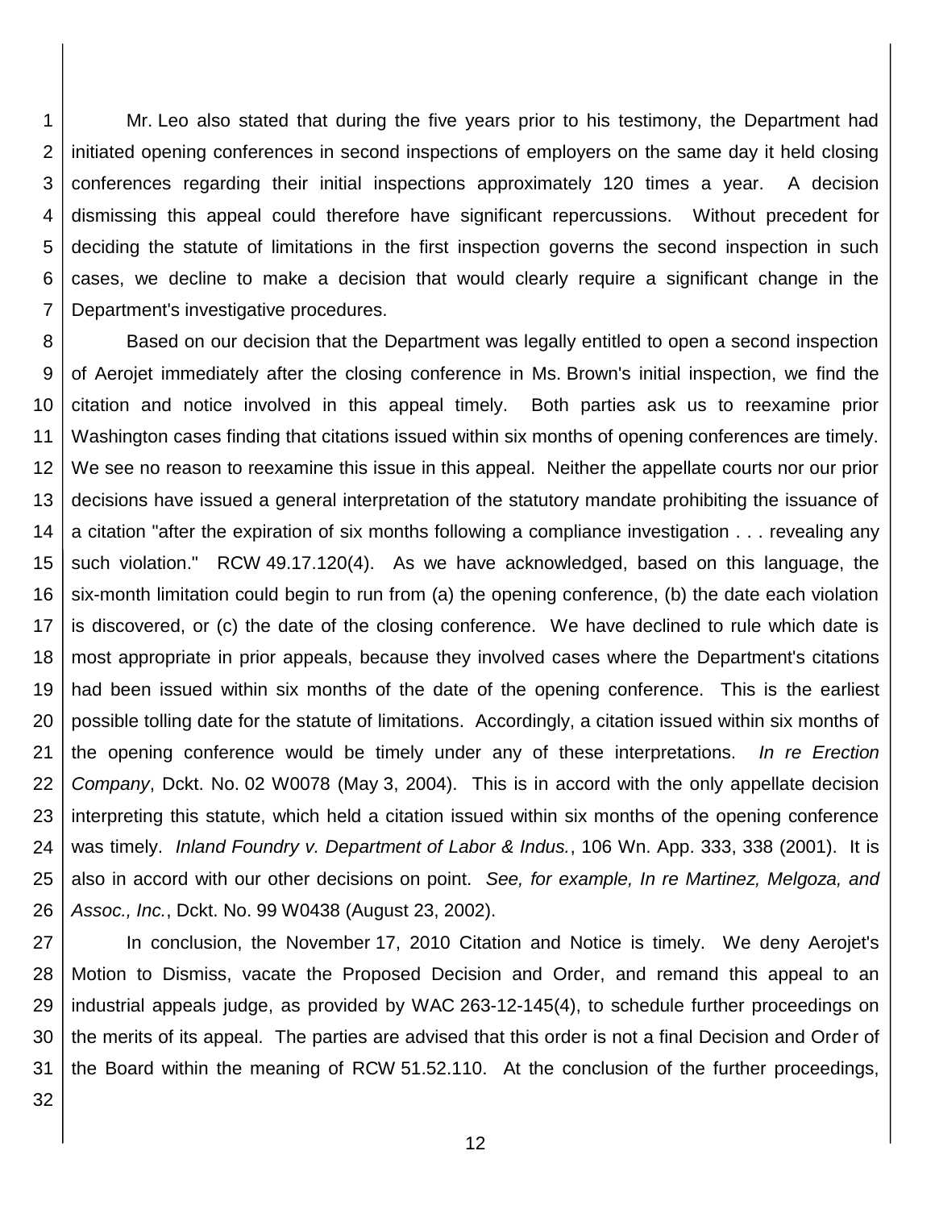Mr. Leo also stated that during the five years prior to his testimony, the Department had initiated opening conferences in second inspections of employers on the same day it held closing conferences regarding their initial inspections approximately 120 times a year. A decision dismissing this appeal could therefore have significant repercussions. Without precedent for deciding the statute of limitations in the first inspection governs the second inspection in such cases, we decline to make a decision that would clearly require a significant change in the Department's investigative procedures.

Based on our decision that the Department was legally entitled to open a second inspection of Aerojet immediately after the closing conference in Ms. Brown's initial inspection, we find the citation and notice involved in this appeal timely. Both parties ask us to reexamine prior Washington cases finding that citations issued within six months of opening conferences are timely. We see no reason to reexamine this issue in this appeal. Neither the appellate courts nor our prior decisions have issued a general interpretation of the statutory mandate prohibiting the issuance of a citation "after the expiration of six months following a compliance investigation . . . revealing any such violation." RCW 49.17.120(4). As we have acknowledged, based on this language, the six-month limitation could begin to run from (a) the opening conference, (b) the date each violation is discovered, or (c) the date of the closing conference. We have declined to rule which date is most appropriate in prior appeals, because they involved cases where the Department's citations had been issued within six months of the date of the opening conference. This is the earliest possible tolling date for the statute of limitations. Accordingly, a citation issued within six months of the opening conference would be timely under any of these interpretations. *In re Erection Company*, Dckt. No. 02 W0078 (May 3, 2004). This is in accord with the only appellate decision interpreting this statute, which held a citation issued within six months of the opening conference was timely. *Inland Foundry v. Department of Labor & Indus.*, 106 Wn. App. 333, 338 (2001). It is also in accord with our other decisions on point. *See, for example, In re Martinez, Melgoza, and Assoc., Inc.*, Dckt. No. 99 W0438 (August 23, 2002).

In conclusion, the November 17, 2010 Citation and Notice is timely. We deny Aerojet's Motion to Dismiss, vacate the Proposed Decision and Order, and remand this appeal to an industrial appeals judge, as provided by WAC 263-12-145(4), to schedule further proceedings on the merits of its appeal. The parties are advised that this order is not a final Decision and Order of the Board within the meaning of RCW 51.52.110. At the conclusion of the further proceedings,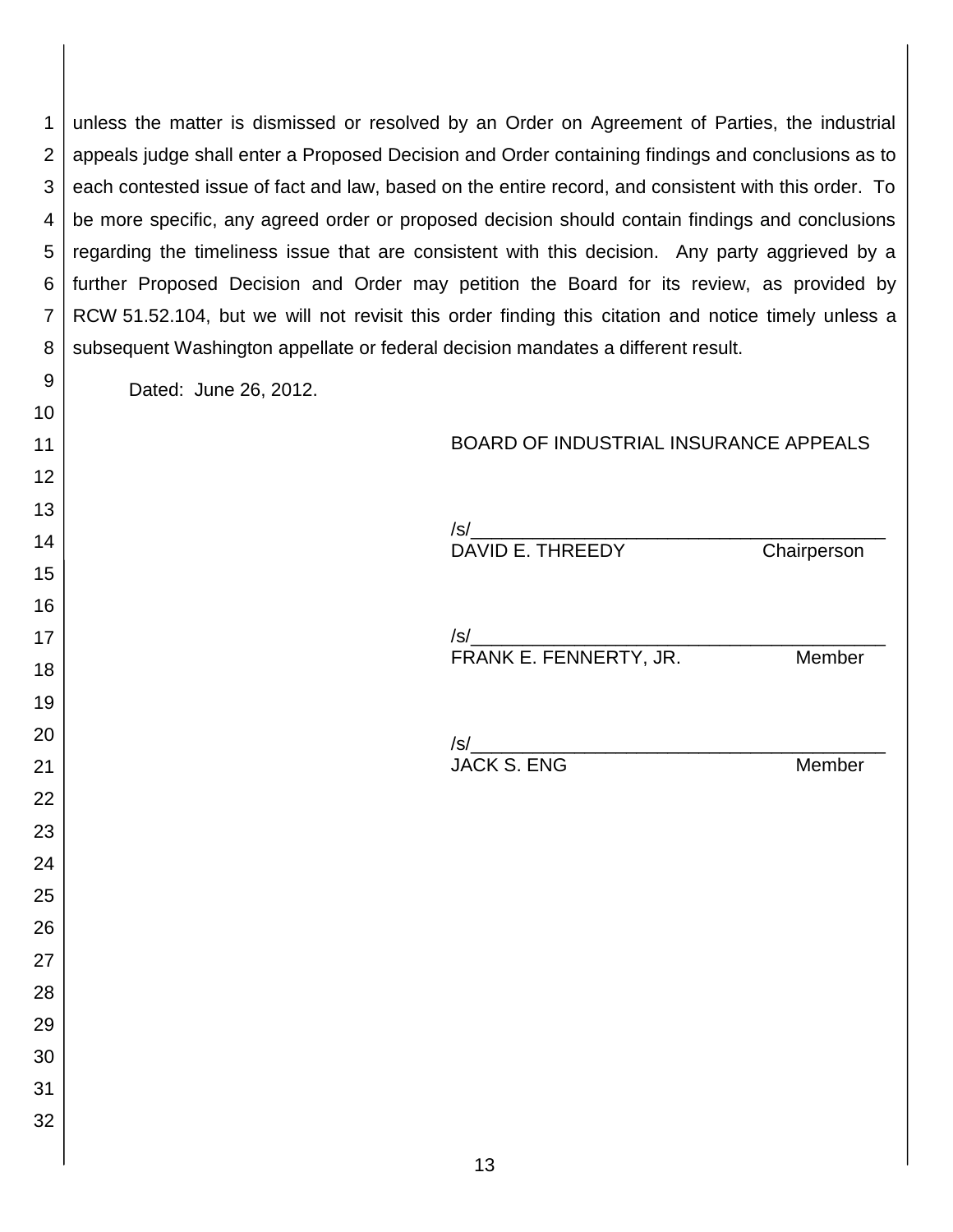unless the matter is dismissed or resolved by an Order on Agreement of Parties, the industrial appeals judge shall enter a Proposed Decision and Order containing findings and conclusions as to each contested issue of fact and law, based on the entire record, and consistent with this order. To be more specific, any agreed order or proposed decision should contain findings and conclusions regarding the timeliness issue that are consistent with this decision. Any party aggrieved by a further Proposed Decision and Order may petition the Board for its review, as provided by RCW 51.52.104, but we will not revisit this order finding this citation and notice timely unless a subsequent Washington appellate or federal decision mandates a different result.

Dated: June 26, 2012.

BOARD OF INDUSTRIAL INSURANCE APPEALS

/s/\_\_\_\_\_\_\_\_\_\_\_\_\_\_\_\_\_\_\_\_\_\_\_\_\_\_\_\_\_\_\_\_\_\_\_\_\_\_\_\_
DAVID E. THREEDY Chairperson

/s/\_\_\_\_\_\_\_\_\_\_\_\_\_\_\_\_\_\_\_\_\_\_\_\_\_\_\_\_\_\_\_\_\_\_\_\_\_\_\_\_
FRANK E. FENNERTY, JR. Member

/s/\_\_\_\_\_\_\_\_\_\_\_\_\_\_\_\_\_\_\_\_\_\_\_\_\_\_\_\_\_\_\_\_\_\_\_\_\_\_\_\_
JACK S. ENG Member